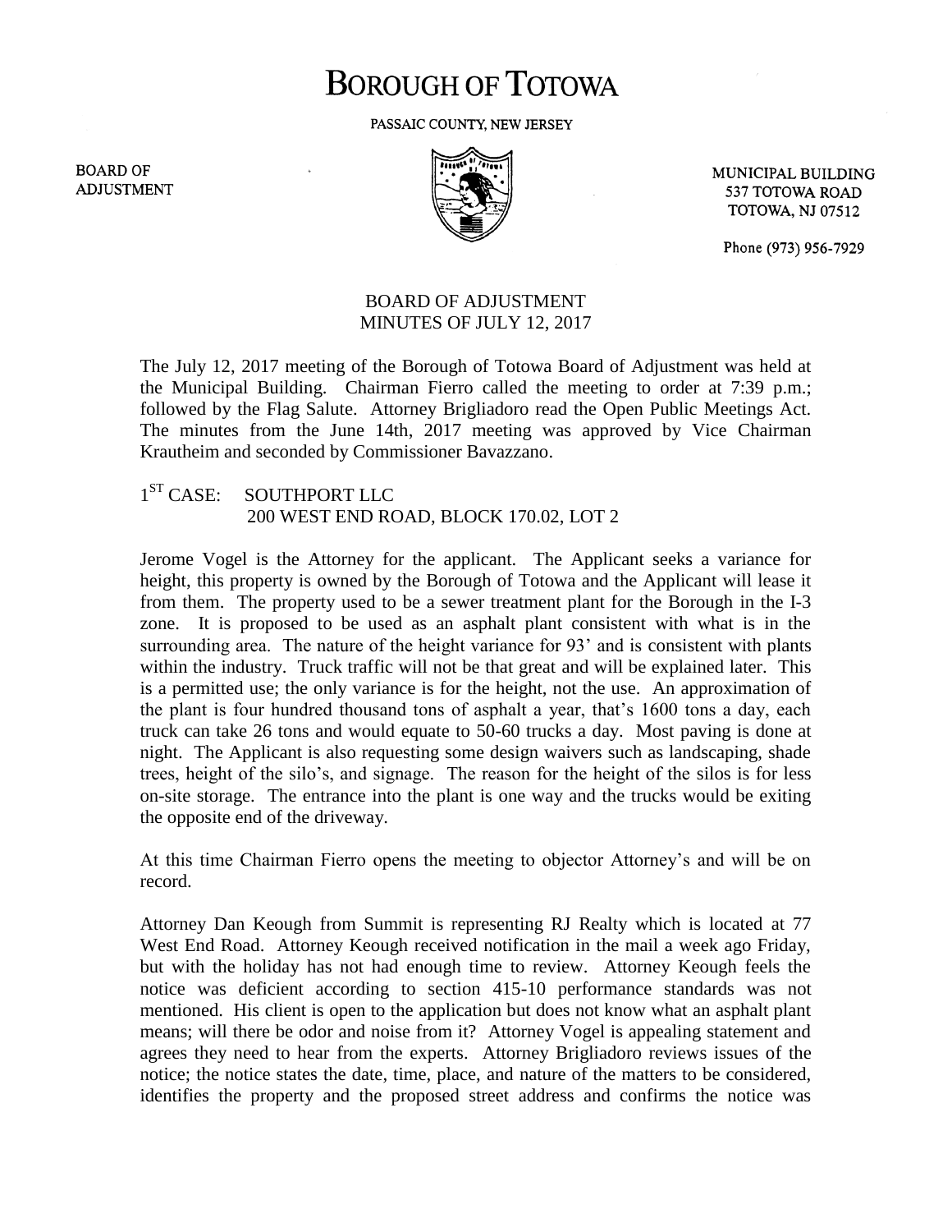# BOROUGH OF TOTOWA

PASSAIC COUNTY, NEW JERSEY

BOARD OF ADJUSTMENT

MUNICIPAL BUILDING
537 TOTOWA ROAD
TOTOWA, NJ 07512

Phone (973) 956-7929

BOARD OF ADJUSTMENT
MINUTES OF JULY 12, 2017

The July 12, 2017 meeting of the Borough of Totowa Board of Adjustment was held at the Municipal Building. Chairman Fierro called the meeting to order at 7:39 p.m.; followed by the Flag Salute. Attorney Brigliadoro read the Open Public Meetings Act. The minutes from the June 14th, 2017 meeting was approved by Vice Chairman Krautheim and seconded by Commissioner Bavazzano.

1ST CASE: SOUTHPORT LLC
200 WEST END ROAD, BLOCK 170.02, LOT 2

Jerome Vogel is the Attorney for the applicant. The Applicant seeks a variance for height, this property is owned by the Borough of Totowa and the Applicant will lease it from them. The property used to be a sewer treatment plant for the Borough in the I-3 zone. It is proposed to be used as an asphalt plant consistent with what is in the surrounding area. The nature of the height variance for 93' and is consistent with plants within the industry. Truck traffic will not be that great and will be explained later. This is a permitted use; the only variance is for the height, not the use. An approximation of the plant is four hundred thousand tons of asphalt a year, that's 1600 tons a day, each truck can take 26 tons and would equate to 50-60 trucks a day. Most paving is done at night. The Applicant is also requesting some design waivers such as landscaping, shade trees, height of the silo's, and signage. The reason for the height of the silos is for less on-site storage. The entrance into the plant is one way and the trucks would be exiting the opposite end of the driveway.

At this time Chairman Fierro opens the meeting to objector Attorney's and will be on record.

Attorney Dan Keough from Summit is representing RJ Realty which is located at 77 West End Road. Attorney Keough received notification in the mail a week ago Friday, but with the holiday has not had enough time to review. Attorney Keough feels the notice was deficient according to section 415-10 performance standards was not mentioned. His client is open to the application but does not know what an asphalt plant means; will there be odor and noise from it? Attorney Vogel is appealing statement and agrees they need to hear from the experts. Attorney Brigliadoro reviews issues of the notice; the notice states the date, time, place, and nature of the matters to be considered, identifies the property and the proposed street address and confirms the notice was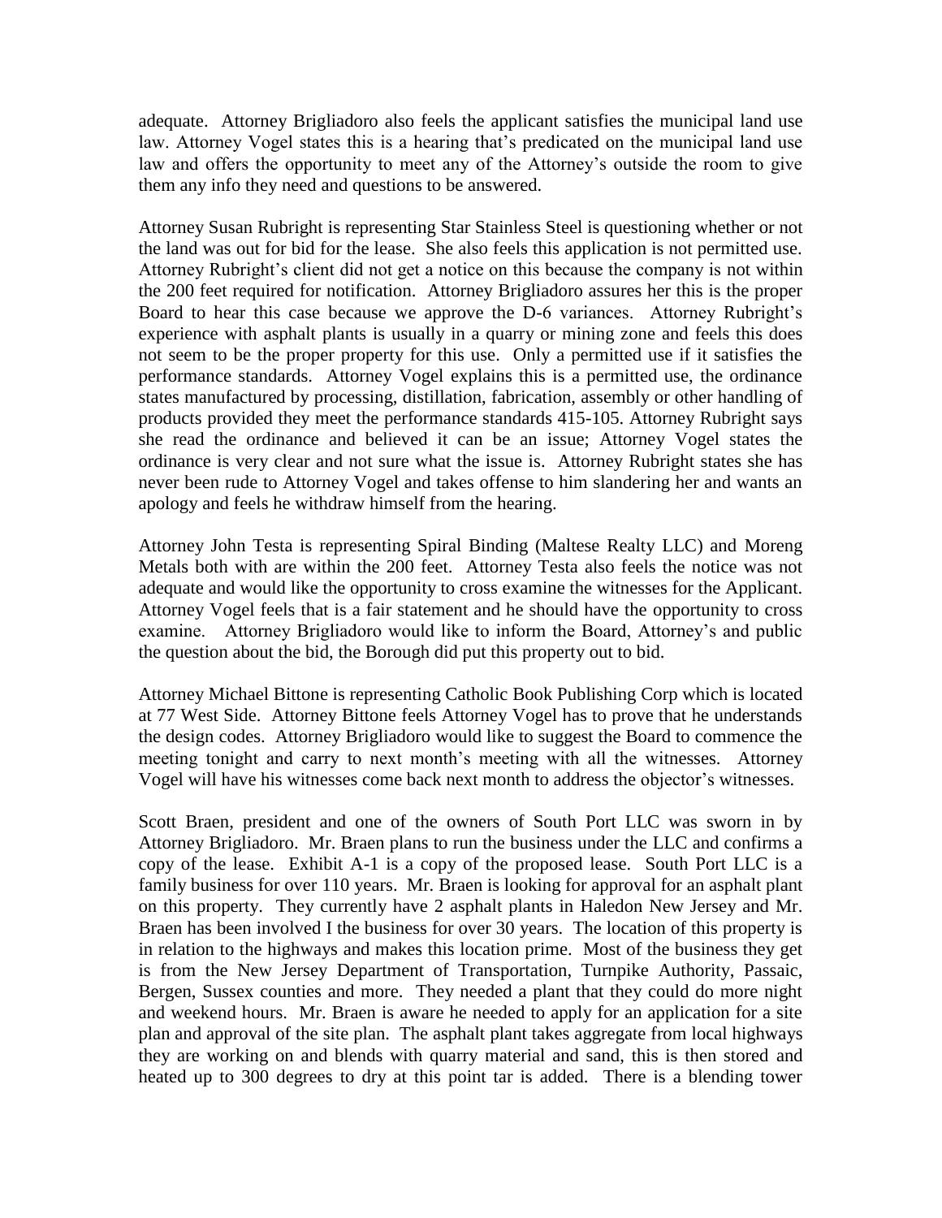adequate. Attorney Brigliadoro also feels the applicant satisfies the municipal land use law. Attorney Vogel states this is a hearing that's predicated on the municipal land use law and offers the opportunity to meet any of the Attorney's outside the room to give them any info they need and questions to be answered.

Attorney Susan Rubright is representing Star Stainless Steel is questioning whether or not the land was out for bid for the lease. She also feels this application is not permitted use. Attorney Rubright's client did not get a notice on this because the company is not within the 200 feet required for notification. Attorney Brigliadoro assures her this is the proper Board to hear this case because we approve the D-6 variances. Attorney Rubright's experience with asphalt plants is usually in a quarry or mining zone and feels this does not seem to be the proper property for this use. Only a permitted use if it satisfies the performance standards. Attorney Vogel explains this is a permitted use, the ordinance states manufactured by processing, distillation, fabrication, assembly or other handling of products provided they meet the performance standards 415-105. Attorney Rubright says she read the ordinance and believed it can be an issue; Attorney Vogel states the ordinance is very clear and not sure what the issue is. Attorney Rubright states she has never been rude to Attorney Vogel and takes offense to him slandering her and wants an apology and feels he withdraw himself from the hearing.

Attorney John Testa is representing Spiral Binding (Maltese Realty LLC) and Moreng Metals both with are within the 200 feet. Attorney Testa also feels the notice was not adequate and would like the opportunity to cross examine the witnesses for the Applicant. Attorney Vogel feels that is a fair statement and he should have the opportunity to cross examine. Attorney Brigliadoro would like to inform the Board, Attorney's and public the question about the bid, the Borough did put this property out to bid.

Attorney Michael Bittone is representing Catholic Book Publishing Corp which is located at 77 West Side. Attorney Bittone feels Attorney Vogel has to prove that he understands the design codes. Attorney Brigliadoro would like to suggest the Board to commence the meeting tonight and carry to next month's meeting with all the witnesses. Attorney Vogel will have his witnesses come back next month to address the objector's witnesses.

Scott Braen, president and one of the owners of South Port LLC was sworn in by Attorney Brigliadoro. Mr. Braen plans to run the business under the LLC and confirms a copy of the lease. Exhibit A-1 is a copy of the proposed lease. South Port LLC is a family business for over 110 years. Mr. Braen is looking for approval for an asphalt plant on this property. They currently have 2 asphalt plants in Haledon New Jersey and Mr. Braen has been involved I the business for over 30 years. The location of this property is in relation to the highways and makes this location prime. Most of the business they get is from the New Jersey Department of Transportation, Turnpike Authority, Passaic, Bergen, Sussex counties and more. They needed a plant that they could do more night and weekend hours. Mr. Braen is aware he needed to apply for an application for a site plan and approval of the site plan. The asphalt plant takes aggregate from local highways they are working on and blends with quarry material and sand, this is then stored and heated up to 300 degrees to dry at this point tar is added. There is a blending tower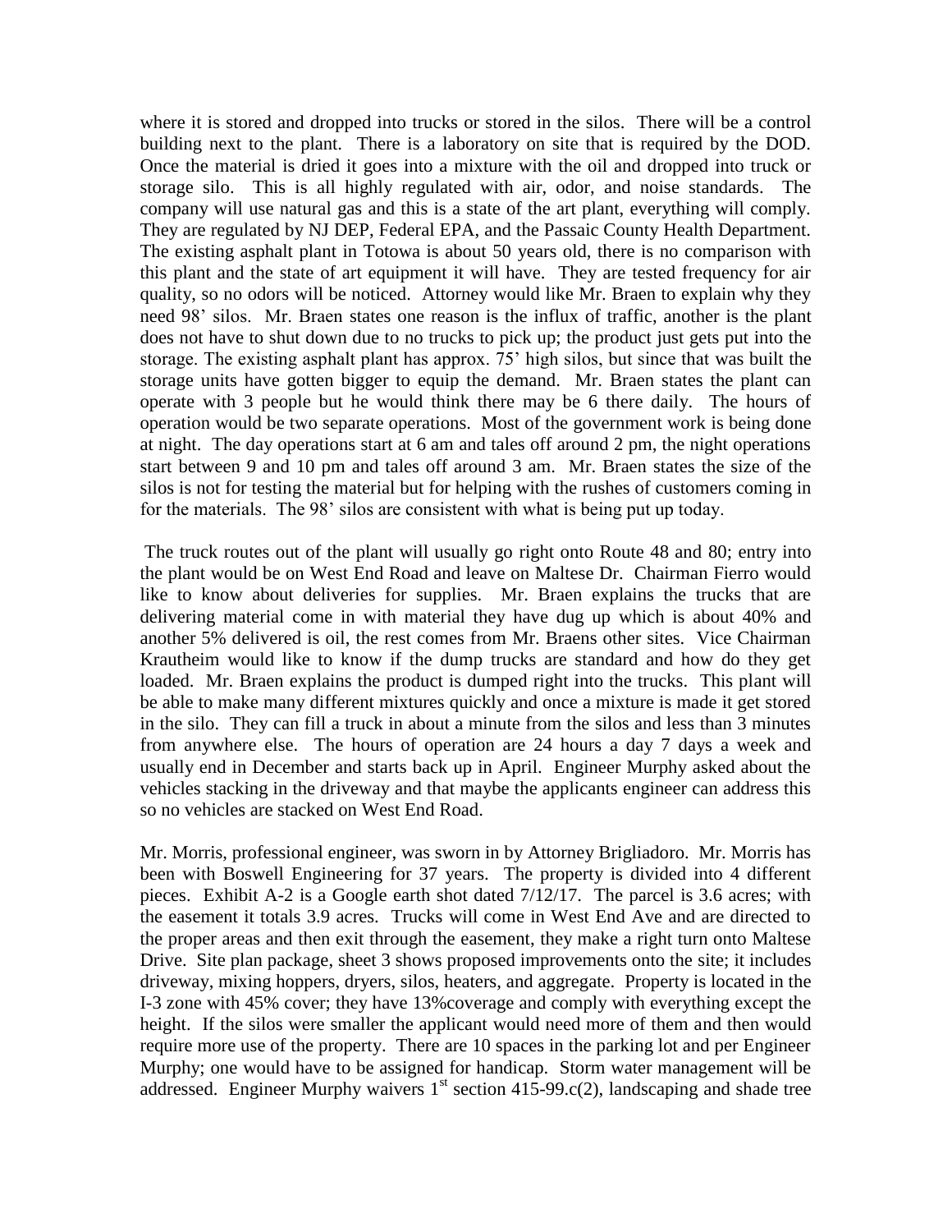where it is stored and dropped into trucks or stored in the silos. There will be a control building next to the plant. There is a laboratory on site that is required by the DOD. Once the material is dried it goes into a mixture with the oil and dropped into truck or storage silo. This is all highly regulated with air, odor, and noise standards. The company will use natural gas and this is a state of the art plant, everything will comply. They are regulated by NJ DEP, Federal EPA, and the Passaic County Health Department. The existing asphalt plant in Totowa is about 50 years old, there is no comparison with this plant and the state of art equipment it will have. They are tested frequency for air quality, so no odors will be noticed. Attorney would like Mr. Braen to explain why they need 98' silos. Mr. Braen states one reason is the influx of traffic, another is the plant does not have to shut down due to no trucks to pick up; the product just gets put into the storage. The existing asphalt plant has approx. 75' high silos, but since that was built the storage units have gotten bigger to equip the demand. Mr. Braen states the plant can operate with 3 people but he would think there may be 6 there daily. The hours of operation would be two separate operations. Most of the government work is being done at night. The day operations start at 6 am and tales off around 2 pm, the night operations start between 9 and 10 pm and tales off around 3 am. Mr. Braen states the size of the silos is not for testing the material but for helping with the rushes of customers coming in for the materials. The 98' silos are consistent with what is being put up today.

The truck routes out of the plant will usually go right onto Route 48 and 80; entry into the plant would be on West End Road and leave on Maltese Dr. Chairman Fierro would like to know about deliveries for supplies. Mr. Braen explains the trucks that are delivering material come in with material they have dug up which is about 40% and another 5% delivered is oil, the rest comes from Mr. Braens other sites. Vice Chairman Krautheim would like to know if the dump trucks are standard and how do they get loaded. Mr. Braen explains the product is dumped right into the trucks. This plant will be able to make many different mixtures quickly and once a mixture is made it get stored in the silo. They can fill a truck in about a minute from the silos and less than 3 minutes from anywhere else. The hours of operation are 24 hours a day 7 days a week and usually end in December and starts back up in April. Engineer Murphy asked about the vehicles stacking in the driveway and that maybe the applicants engineer can address this so no vehicles are stacked on West End Road.

Mr. Morris, professional engineer, was sworn in by Attorney Brigliadoro. Mr. Morris has been with Boswell Engineering for 37 years. The property is divided into 4 different pieces. Exhibit A-2 is a Google earth shot dated 7/12/17. The parcel is 3.6 acres; with the easement it totals 3.9 acres. Trucks will come in West End Ave and are directed to the proper areas and then exit through the easement, they make a right turn onto Maltese Drive. Site plan package, sheet 3 shows proposed improvements onto the site; it includes driveway, mixing hoppers, dryers, silos, heaters, and aggregate. Property is located in the I-3 zone with 45% cover; they have 13%coverage and comply with everything except the height. If the silos were smaller the applicant would need more of them and then would require more use of the property. There are 10 spaces in the parking lot and per Engineer Murphy; one would have to be assigned for handicap. Storm water management will be addressed. Engineer Murphy waivers 1st section 415-99.c(2), landscaping and shade tree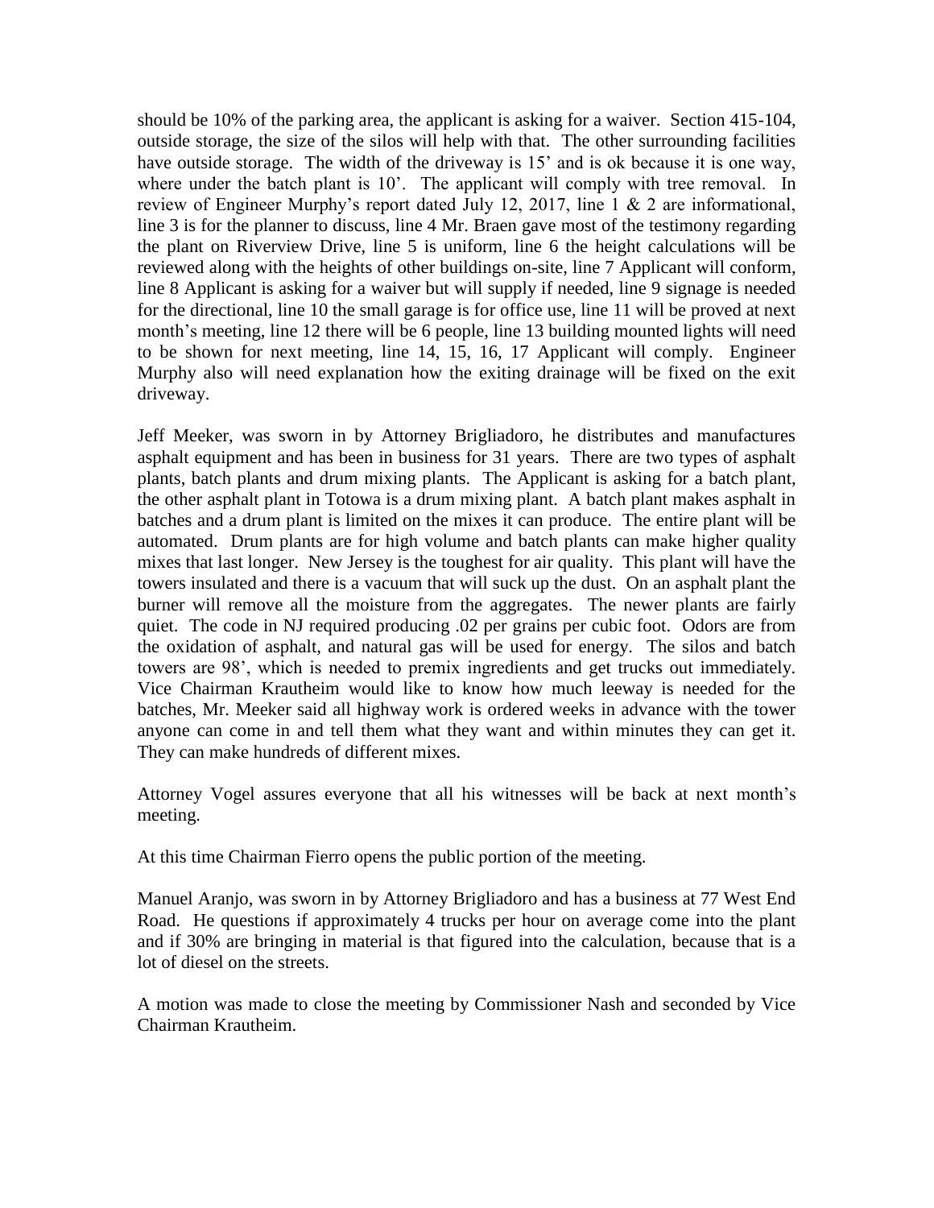should be 10% of the parking area, the applicant is asking for a waiver. Section 415-104, outside storage, the size of the silos will help with that. The other surrounding facilities have outside storage. The width of the driveway is 15' and is ok because it is one way, where under the batch plant is 10'. The applicant will comply with tree removal. In review of Engineer Murphy's report dated July 12, 2017, line 1 & 2 are informational, line 3 is for the planner to discuss, line 4 Mr. Braen gave most of the testimony regarding the plant on Riverview Drive, line 5 is uniform, line 6 the height calculations will be reviewed along with the heights of other buildings on-site, line 7 Applicant will conform, line 8 Applicant is asking for a waiver but will supply if needed, line 9 signage is needed for the directional, line 10 the small garage is for office use, line 11 will be proved at next month's meeting, line 12 there will be 6 people, line 13 building mounted lights will need to be shown for next meeting, line 14, 15, 16, 17 Applicant will comply. Engineer Murphy also will need explanation how the exiting drainage will be fixed on the exit driveway.

Jeff Meeker, was sworn in by Attorney Brigliadoro, he distributes and manufactures asphalt equipment and has been in business for 31 years. There are two types of asphalt plants, batch plants and drum mixing plants. The Applicant is asking for a batch plant, the other asphalt plant in Totowa is a drum mixing plant. A batch plant makes asphalt in batches and a drum plant is limited on the mixes it can produce. The entire plant will be automated. Drum plants are for high volume and batch plants can make higher quality mixes that last longer. New Jersey is the toughest for air quality. This plant will have the towers insulated and there is a vacuum that will suck up the dust. On an asphalt plant the burner will remove all the moisture from the aggregates. The newer plants are fairly quiet. The code in NJ required producing .02 per grains per cubic foot. Odors are from the oxidation of asphalt, and natural gas will be used for energy. The silos and batch towers are 98', which is needed to premix ingredients and get trucks out immediately. Vice Chairman Krautheim would like to know how much leeway is needed for the batches, Mr. Meeker said all highway work is ordered weeks in advance with the tower anyone can come in and tell them what they want and within minutes they can get it. They can make hundreds of different mixes.

Attorney Vogel assures everyone that all his witnesses will be back at next month's meeting.

At this time Chairman Fierro opens the public portion of the meeting.

Manuel Aranjo, was sworn in by Attorney Brigliadoro and has a business at 77 West End Road. He questions if approximately 4 trucks per hour on average come into the plant and if 30% are bringing in material is that figured into the calculation, because that is a lot of diesel on the streets.

A motion was made to close the meeting by Commissioner Nash and seconded by Vice Chairman Krautheim.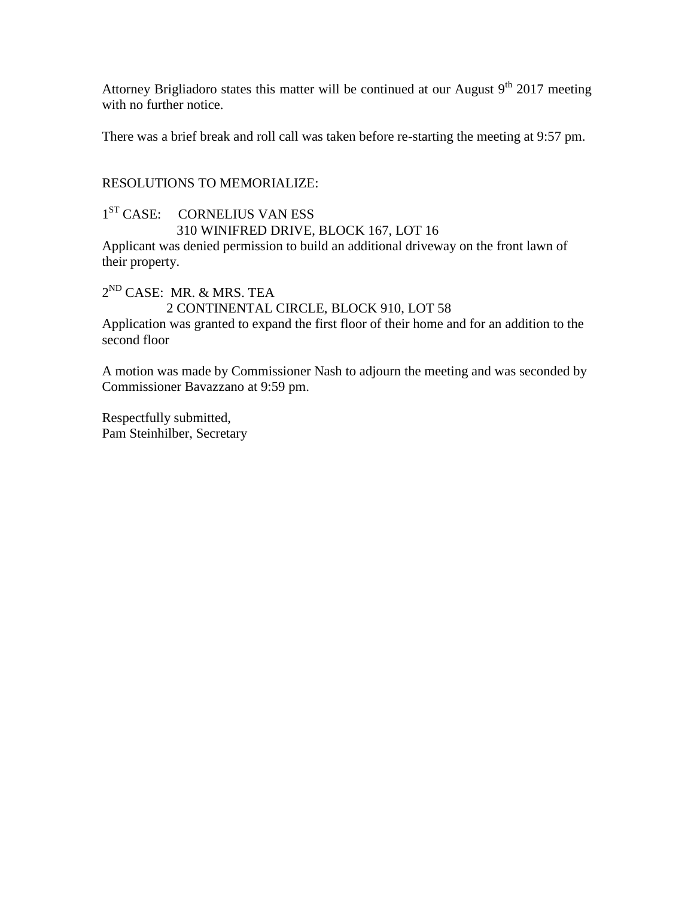Attorney Brigliadoro states this matter will be continued at our August 9th 2017 meeting with no further notice.

There was a brief break and roll call was taken before re-starting the meeting at 9:57 pm.

RESOLUTIONS TO MEMORIALIZE:

1ST CASE: CORNELIUS VAN ESS
310 WINIFRED DRIVE, BLOCK 167, LOT 16
Applicant was denied permission to build an additional driveway on the front lawn of their property.

2ND CASE: MR. & MRS. TEA
2 CONTINENTAL CIRCLE, BLOCK 910, LOT 58
Application was granted to expand the first floor of their home and for an addition to the second floor

A motion was made by Commissioner Nash to adjourn the meeting and was seconded by Commissioner Bavazzano at 9:59 pm.

Respectfully submitted,
Pam Steinhilber, Secretary